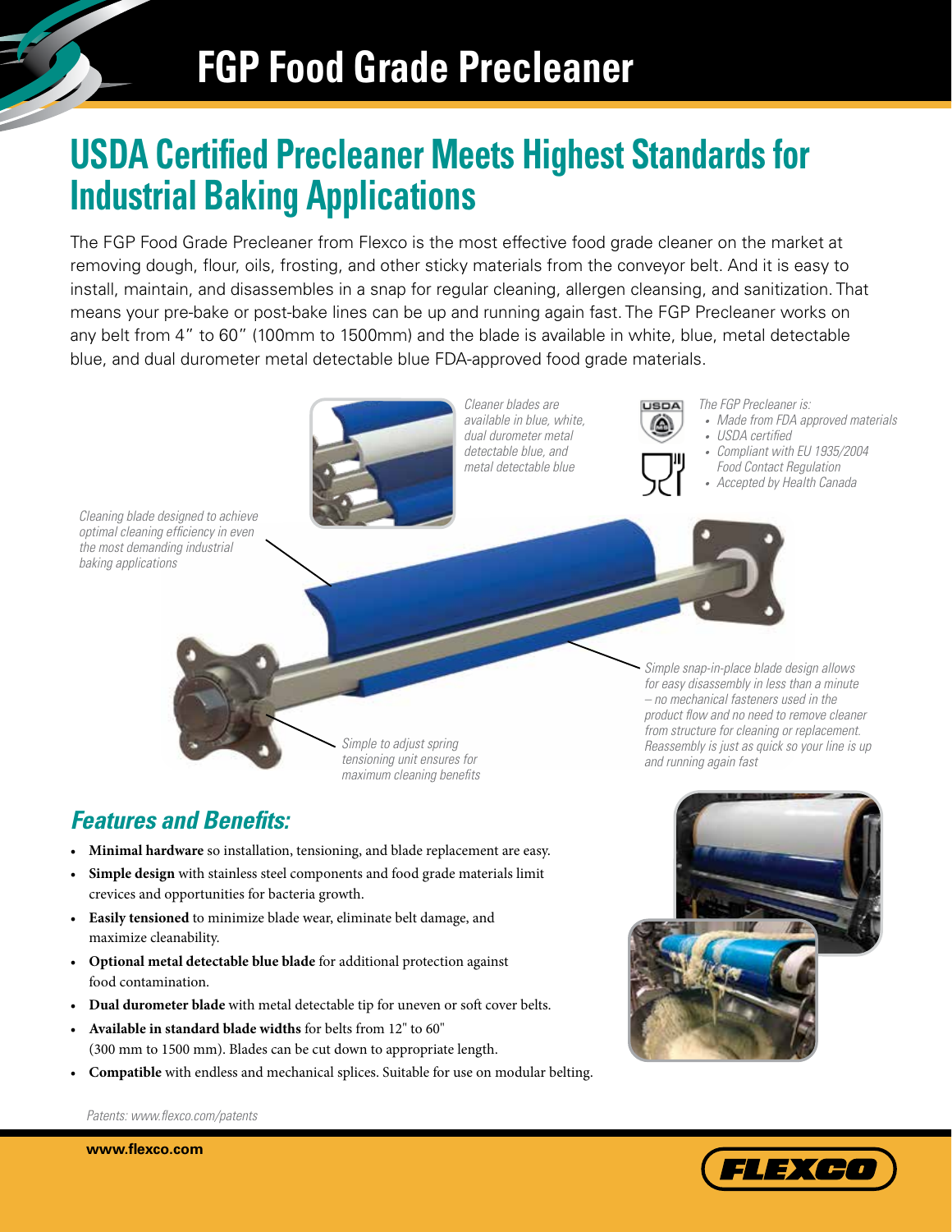# FGP Food Grade Precleaner

## USDA Certified Precleaner Meets Highest Standards for Industrial Baking Applications

The FGP Food Grade Precleaner from Flexco is the most effective food grade cleaner on the market at removing dough, flour, oils, frosting, and other sticky materials from the conveyor belt. And it is easy to install, maintain, and disassembles in a snap for regular cleaning, allergen cleansing, and sanitization. That means your pre-bake or post-bake lines can be up and running again fast. The FGP Precleaner works on any belt from 4" to 60" (100mm to 1500mm) and the blade is available in white, blue, metal detectable blue, and dual durometer metal detectable blue FDA-approved food grade materials.

*Cleaner blades are available in blue, white, dual durometer metal detectable blue, and metal detectable blue*

*The FGP Precleaner is:*

- *Made from FDA approved materials*
- *USDA certified*
- *Compliant with EU 1935/2004 Food Contact Regulation*
- *Accepted by Health Canada*

*Cleaning blade designed to achieve optimal cleaning efficiency in even the most demanding industrial baking applications*

*Simple snap-in-place blade design allows for easy disassembly in less than a minute – no mechanical fasteners used in the product flow and no need to remove cleaner from structure for cleaning or replacement. Reassembly is just as quick so your line is up and running again fast*

*Simple to adjust spring tensioning unit ensures for maximum cleaning benefits*

### *Features and Benefits:*

- **Minimal hardware** so installation, tensioning, and blade replacement are easy.
- **Simple design** with stainless steel components and food grade materials limit crevices and opportunities for bacteria growth.
- **Easily tensioned** to minimize blade wear, eliminate belt damage, and maximize cleanability.
- **Optional metal detectable blue blade** for additional protection against food contamination.
- **Dual durometer blade** with metal detectable tip for uneven or soft cover belts.
- **Available in standard blade widths** for belts from 12" to 60" (300 mm to 1500 mm). Blades can be cut down to appropriate length.
- **Compatible** with endless and mechanical splices. Suitable for use on modular belting.

*Patents: www.flexco.com/patents*

**www.flexco.com**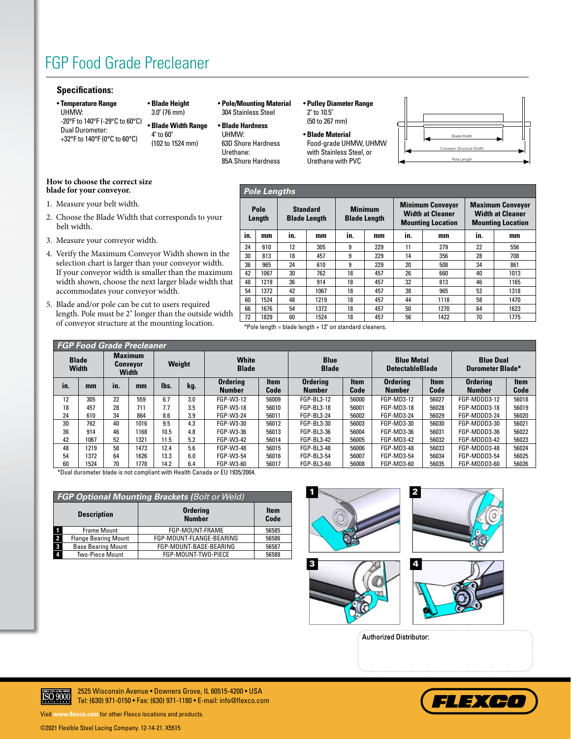# FGP Food Grade Precleaner

## Specifications:

- **Temperature Range**
  UHMW:
  -20°F to 140°F (-29°C to 60°C)
  Dual Durometer:
  +32°F to 140°F (0°C to 60°C)
- **Blade Height**
  3.0" (76 mm)
- **Blade Width Range**
  4" to 60"
  (102 to 1524 mm)
- **Pole/Mounting Material**
  304 Stainless Steel
- **Blade Hardness**
  UHMW:
  63D Shore Hardness
  Urethane:
  85A Shore Hardness
- **Pulley Diameter Range**
  2" to 10.5"
  (50 to 267 mm)
- **Blade Material**
  Food-grade UHMW, UHMW with Stainless Steel, or Urethane with PVC

Blade Width
Conveyor Structure Width
Pole Length

**How to choose the correct size blade for your conveyor.**

1. Measure your belt width.
2. Choose the Blade Width that corresponds to your belt width.
3. Measure your conveyor width.
4. Verify the Maximum Conveyor Width shown in the selection chart is larger than your conveyor width. If your conveyor width is smaller than the maximum width shown, choose the next larger blade width that accommodates your conveyor width.
5. Blade and/or pole can be cut to users required length. Pole must be 2" longer than the outside width of conveyor structure at the mounting location.

### *Pole Lengths*

| Pole Length | | Standard Blade Length | | Minimum Blade Length | | Minimum Conveyor Width at Cleaner Mounting Location | | Maximum Conveyor Width at Cleaner Mounting Location | |
|---|---|---|---|---|---|---|---|---|---|
| in. | mm | in. | mm | in. | mm | in. | mm | in. | mm |
| 24 | 610 | 12 | 305 | 9 | 229 | 11 | 279 | 22 | 556 |
| 30 | 813 | 18 | 457 | 9 | 229 | 14 | 356 | 28 | 708 |
| 36 | 965 | 24 | 610 | 9 | 229 | 20 | 508 | 34 | 861 |
| 42 | 1067 | 30 | 762 | 18 | 457 | 26 | 660 | 40 | 1013 |
| 48 | 1219 | 36 | 914 | 18 | 457 | 32 | 813 | 46 | 1165 |
| 54 | 1372 | 42 | 1067 | 18 | 457 | 38 | 965 | 52 | 1318 |
| 60 | 1524 | 48 | 1219 | 18 | 457 | 44 | 1118 | 58 | 1470 |
| 66 | 1676 | 54 | 1372 | 18 | 457 | 50 | 1270 | 64 | 1623 |
| 72 | 1829 | 60 | 1524 | 18 | 457 | 56 | 1422 | 70 | 1775 |

*Pole length = blade length + 12" on standard cleaners.

### *FGP Food Grade Precleaner*

| Blade Width | | Maximum Conveyor Width | | Weight | | White Blade | | Blue Blade | | Blue Metal DetectableBlade | | Blue Dual Durometer Blade* | |
|---|---|---|---|---|---|---|---|---|---|---|---|---|---|
| in. | mm | in. | mm | lbs. | kg. | Ordering Number | Item Code | Ordering Number | Item Code | Ordering Number | Item Code | Ordering Number | Item Code |
| 12 | 305 | 22 | 559 | 6.7 | 3.0 | FGP-W3-12 | 56009 | FGP-BL3-12 | 56000 | FGP-MD3-12 | 56027 | FGP-MDDD3-12 | 56018 |
| 18 | 457 | 28 | 711 | 7.7 | 3.5 | FGP-W3-18 | 56010 | FGP-BL3-18 | 56001 | FGP-MD3-18 | 56028 | FGP-MDDD3-18 | 56019 |
| 24 | 610 | 34 | 864 | 8.6 | 3.9 | FGP-W3-24 | 56011 | FGP-BL3-24 | 56002 | FGP-MD3-24 | 56029 | FGP-MDDD3-24 | 56020 |
| 30 | 762 | 40 | 1016 | 9.5 | 4.3 | FGP-W3-30 | 56012 | FGP-BL3-30 | 56003 | FGP-MD3-30 | 56030 | FGP-MDDD3-30 | 56021 |
| 36 | 914 | 46 | 1168 | 10.5 | 4.8 | FGP-W3-36 | 56013 | FGP-BL3-36 | 56004 | FGP-MD3-36 | 56031 | FGP-MDDD3-36 | 56022 |
| 42 | 1067 | 52 | 1321 | 11.5 | 5.2 | FGP-W3-42 | 56014 | FGP-BL3-42 | 56005 | FGP-MD3-42 | 56032 | FGP-MDDD3-42 | 56023 |
| 48 | 1219 | 58 | 1473 | 12.4 | 5.6 | FGP-W3-48 | 56015 | FGP-BL3-48 | 56006 | FGP-MD3-48 | 56033 | FGP-MDDD3-48 | 56024 |
| 54 | 1372 | 64 | 1626 | 13.3 | 6.0 | FGP-W3-54 | 56016 | FGP-BL3-54 | 56007 | FGP-MD3-54 | 56034 | FGP-MDDD3-54 | 56025 |
| 60 | 1524 | 70 | 1778 | 14.2 | 6.4 | FGP-W3-60 | 56017 | FGP-BL3-60 | 56008 | FGP-MD3-60 | 56035 | FGP-MDDD3-60 | 56026 |

*Dual durometer blade is not compliant with Health Canada or EU 1935/2004.

### *FGP Optional Mounting Brackets (Bolt or Weld)*

| | Description | Ordering Number | Item Code |
|---|---|---|---|
| 1 | Frame Mount | FGP-MOUNT-FRAME | 56585 |
| 2 | Flange Bearing Mount | FGP-MOUNT-FLANGE-BEARING | 56586 |
| 3 | Base Bearing Mount | FGP-MOUNT-BASE-BEARING | 56587 |
| 4 | Two-Piece Mount | FGP-MOUNT-TWO-PIECE | 56588 |

1

2

3

4

Authorized Distributor:

2525 Wisconsin Avenue • Downers Grove, IL 60515-4200 • USA
Tel: (630) 971-0150 • Fax: (630) 971-1180 • E-mail: info@flexco.com

Visit www.flexco.com for other Flexco locations and products.

©2021 Flexible Steel Lacing Company. 12-14-21. X5515